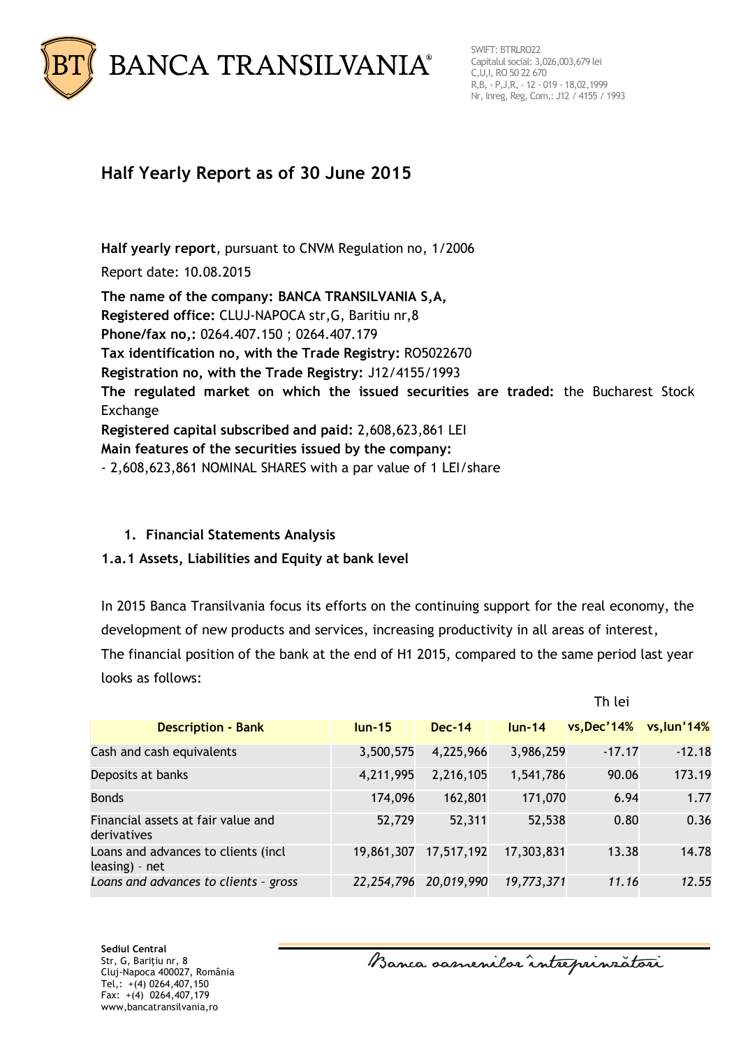# Half Yearly Report as of 30 June 2015

**Half yearly report**, pursuant to CNVM Regulation no, 1/2006

Report date: 10.08.2015

**The name of the company: BANCA TRANSILVANIA S,A,**
**Registered office:** CLUJ-NAPOCA str,G, Baritiu nr,8
**Phone/fax no,:** 0264.407.150 ; 0264.407.179
**Tax identification no, with the Trade Registry:** RO5022670
**Registration no, with the Trade Registry:** J12/4155/1993
**The regulated market on which the issued securities are traded:** the Bucharest Stock Exchange
**Registered capital subscribed and paid:** 2,608,623,861 LEI
**Main features of the securities issued by the company:**
- 2,608,623,861 NOMINAL SHARES with a par value of 1 LEI/share

1. **Financial Statements Analysis**

### 1.a.1 Assets, Liabilities and Equity at bank level

In 2015 Banca Transilvania focus its efforts on the continuing support for the real economy, the development of new products and services, increasing productivity in all areas of interest,
The financial position of the bank at the end of H1 2015, compared to the same period last year looks as follows:

Th lei

| Description - Bank | Iun-15 | Dec-14 | Iun-14 | vs,Dec'14% | vs,Iun'14% |
|---|---|---|---|---|---|
| Cash and cash equivalents | 3,500,575 | 4,225,966 | 3,986,259 | -17.17 | -12.18 |
| Deposits at banks | 4,211,995 | 2,216,105 | 1,541,786 | 90.06 | 173.19 |
| Bonds | 174,096 | 162,801 | 171,070 | 6.94 | 1.77 |
| Financial assets at fair value and derivatives | 52,729 | 52,311 | 52,538 | 0.80 | 0.36 |
| Loans and advances to clients (incl leasing) - net | 19,861,307 | 17,517,192 | 17,303,831 | 13.38 | 14.78 |
| *Loans and advances to clients - gross* | *22,254,796* | *20,019,990* | *19,773,371* | *11.16* | *12.55* |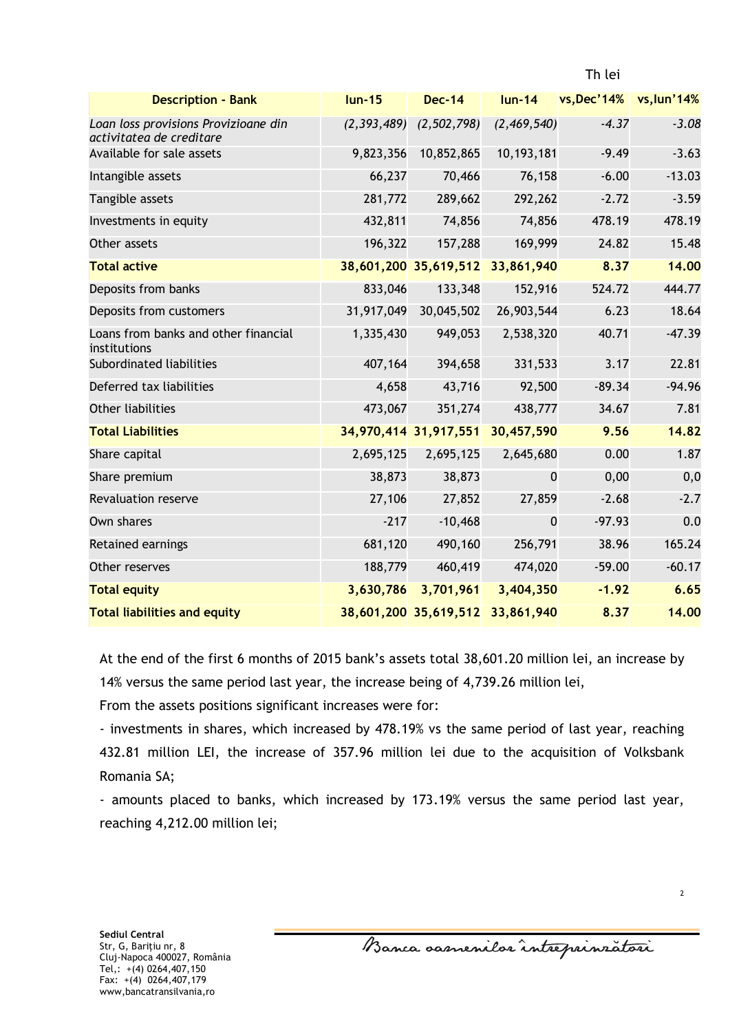Th lei

| Description - Bank | Iun-15 | Dec-14 | Iun-14 | vs,Dec'14% | vs,Iun'14% |
|---|---|---|---|---|---|
| *Loan loss provisions Provizioane din activitatea de creditare* | *(2,393,489)* | *(2,502,798)* | *(2,469,540)* | *-4.37* | *-3.08* |
| Available for sale assets | 9,823,356 | 10,852,865 | 10,193,181 | -9.49 | -3.63 |
| Intangible assets | 66,237 | 70,466 | 76,158 | -6.00 | -13.03 |
| Tangible assets | 281,772 | 289,662 | 292,262 | -2.72 | -3.59 |
| Investments in equity | 432,811 | 74,856 | 74,856 | 478.19 | 478.19 |
| Other assets | 196,322 | 157,288 | 169,999 | 24.82 | 15.48 |
| **Total active** | **38,601,200** | **35,619,512** | **33,861,940** | **8.37** | **14.00** |
| Deposits from banks | 833,046 | 133,348 | 152,916 | 524.72 | 444.77 |
| Deposits from customers | 31,917,049 | 30,045,502 | 26,903,544 | 6.23 | 18.64 |
| Loans from banks and other financial institutions | 1,335,430 | 949,053 | 2,538,320 | 40.71 | -47.39 |
| Subordinated liabilities | 407,164 | 394,658 | 331,533 | 3.17 | 22.81 |
| Deferred tax liabilities | 4,658 | 43,716 | 92,500 | -89.34 | -94.96 |
| Other liabilities | 473,067 | 351,274 | 438,777 | 34.67 | 7.81 |
| **Total Liabilities** | **34,970,414** | **31,917,551** | **30,457,590** | **9.56** | **14.82** |
| Share capital | 2,695,125 | 2,695,125 | 2,645,680 | 0.00 | 1.87 |
| Share premium | 38,873 | 38,873 | 0 | 0,00 | 0,0 |
| Revaluation reserve | 27,106 | 27,852 | 27,859 | -2.68 | -2.7 |
| Own shares | -217 | -10,468 | 0 | -97.93 | 0.0 |
| Retained earnings | 681,120 | 490,160 | 256,791 | 38.96 | 165.24 |
| Other reserves | 188,779 | 460,419 | 474,020 | -59.00 | -60.17 |
| **Total equity** | **3,630,786** | **3,701,961** | **3,404,350** | **-1.92** | **6.65** |
| **Total liabilities and equity** | **38,601,200** | **35,619,512** | **33,861,940** | **8.37** | **14.00** |

At the end of the first 6 months of 2015 bank's assets total 38,601.20 million lei, an increase by 14% versus the same period last year, the increase being of 4,739.26 million lei,

From the assets positions significant increases were for:

- investments in shares, which increased by 478.19% vs the same period of last year, reaching 432.81 million LEI, the increase of 357.96 million lei due to the acquisition of Volksbank Romania SA;
- amounts placed to banks, which increased by 173.19% versus the same period last year, reaching 4,212.00 million lei;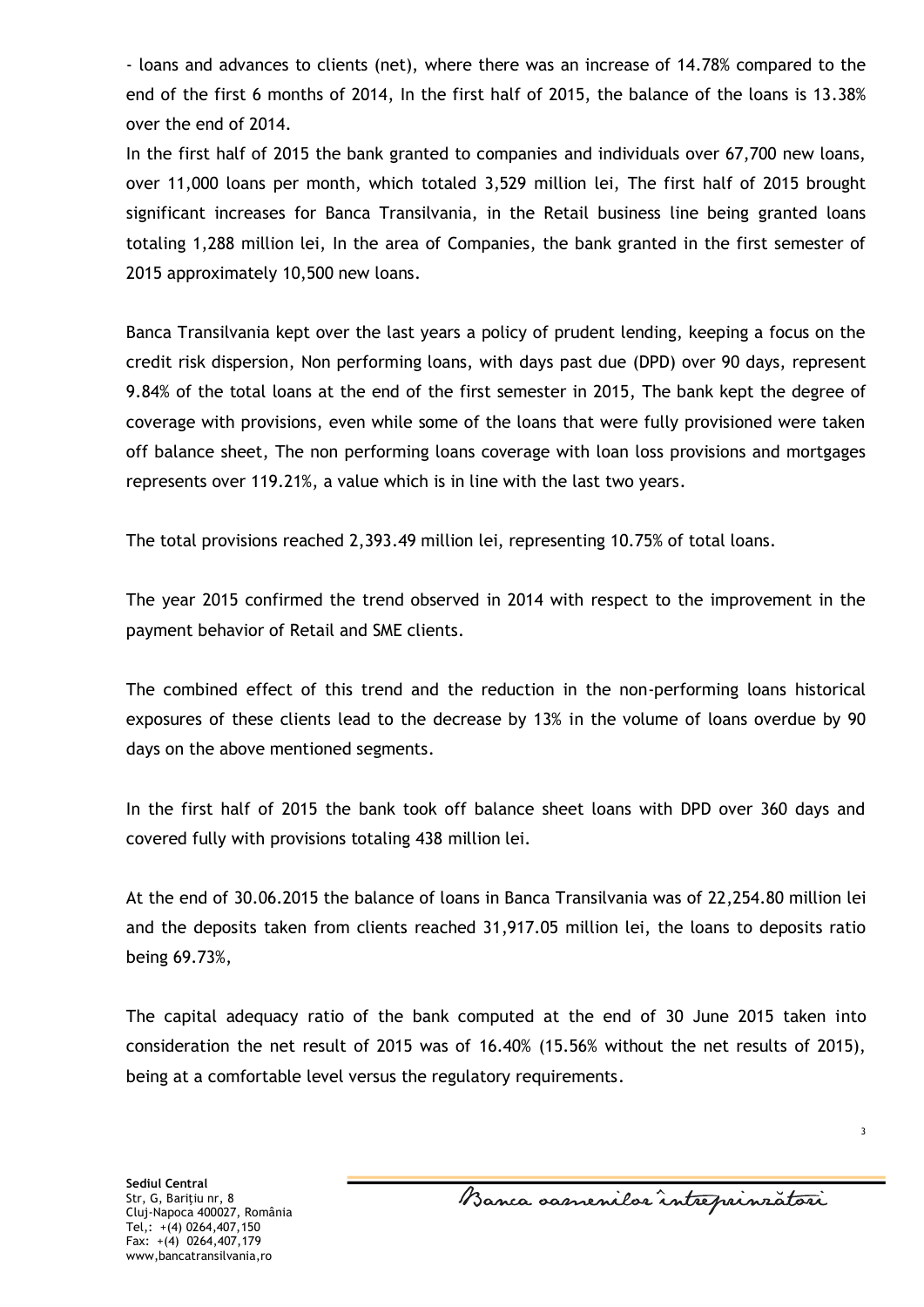- loans and advances to clients (net), where there was an increase of 14.78% compared to the end of the first 6 months of 2014, In the first half of 2015, the balance of the loans is 13.38% over the end of 2014.

In the first half of 2015 the bank granted to companies and individuals over 67,700 new loans, over 11,000 loans per month, which totaled 3,529 million lei, The first half of 2015 brought significant increases for Banca Transilvania, in the Retail business line being granted loans totaling 1,288 million lei, In the area of Companies, the bank granted in the first semester of 2015 approximately 10,500 new loans.

Banca Transilvania kept over the last years a policy of prudent lending, keeping a focus on the credit risk dispersion, Non performing loans, with days past due (DPD) over 90 days, represent 9.84% of the total loans at the end of the first semester in 2015, The bank kept the degree of coverage with provisions, even while some of the loans that were fully provisioned were taken off balance sheet, The non performing loans coverage with loan loss provisions and mortgages represents over 119.21%, a value which is in line with the last two years.

The total provisions reached 2,393.49 million lei, representing 10.75% of total loans.

The year 2015 confirmed the trend observed in 2014 with respect to the improvement in the payment behavior of Retail and SME clients.

The combined effect of this trend and the reduction in the non-performing loans historical exposures of these clients lead to the decrease by 13% in the volume of loans overdue by 90 days on the above mentioned segments.

In the first half of 2015 the bank took off balance sheet loans with DPD over 360 days and covered fully with provisions totaling 438 million lei.

At the end of 30.06.2015 the balance of loans in Banca Transilvania was of 22,254.80 million lei and the deposits taken from clients reached 31,917.05 million lei, the loans to deposits ratio being 69.73%,

The capital adequacy ratio of the bank computed at the end of 30 June 2015 taken into consideration the net result of 2015 was of 16.40% (15.56% without the net results of 2015), being at a comfortable level versus the regulatory requirements.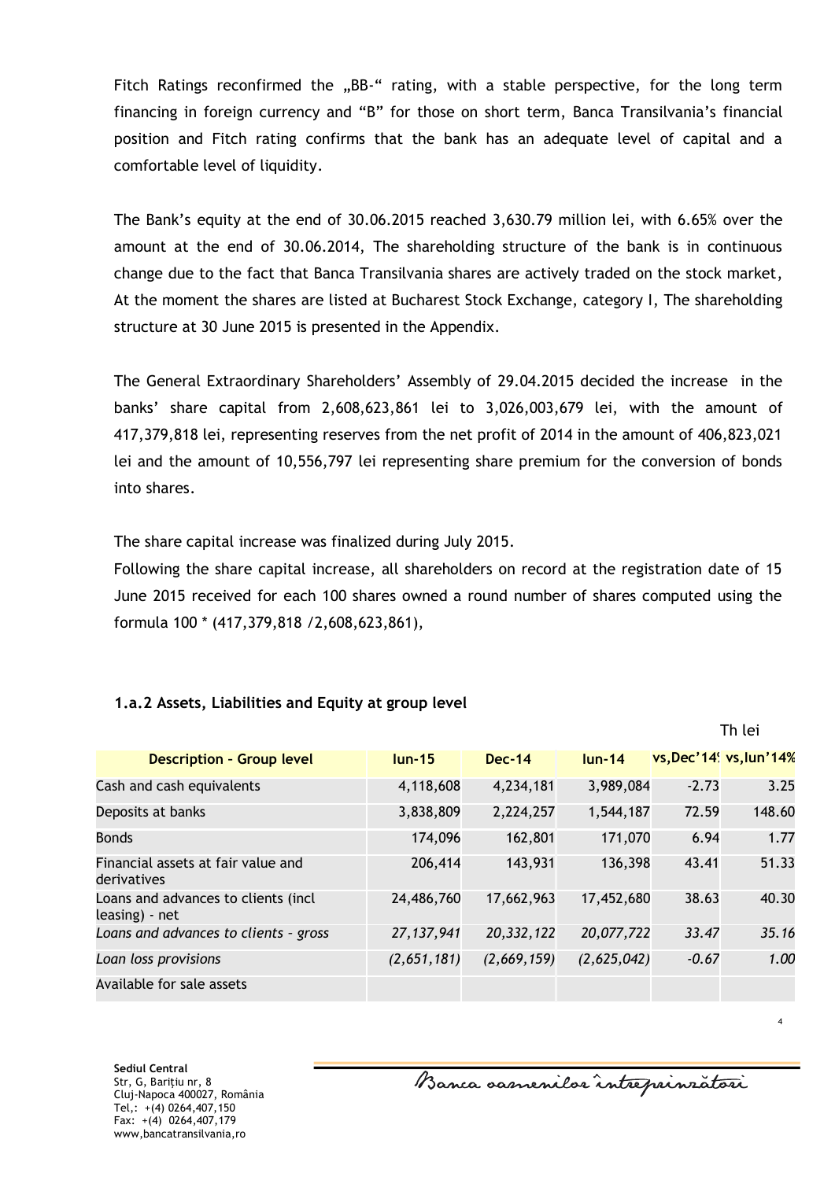Fitch Ratings reconfirmed the „BB-" rating, with a stable perspective, for the long term financing in foreign currency and "B" for those on short term, Banca Transilvania's financial position and Fitch rating confirms that the bank has an adequate level of capital and a comfortable level of liquidity.

The Bank's equity at the end of 30.06.2015 reached 3,630.79 million lei, with 6.65% over the amount at the end of 30.06.2014, The shareholding structure of the bank is in continuous change due to the fact that Banca Transilvania shares are actively traded on the stock market, At the moment the shares are listed at Bucharest Stock Exchange, category I, The shareholding structure at 30 June 2015 is presented in the Appendix.

The General Extraordinary Shareholders' Assembly of 29.04.2015 decided the increase in the banks' share capital from 2,608,623,861 lei to 3,026,003,679 lei, with the amount of 417,379,818 lei, representing reserves from the net profit of 2014 in the amount of 406,823,021 lei and the amount of 10,556,797 lei representing share premium for the conversion of bonds into shares.

The share capital increase was finalized during July 2015.

Following the share capital increase, all shareholders on record at the registration date of 15 June 2015 received for each 100 shares owned a round number of shares computed using the formula 100 * (417,379,818 /2,608,623,861),

### 1.a.2 Assets, Liabilities and Equity at group level

Th lei

| Description - Group level | Iun-15 | Dec-14 | Iun-14 | vs,Dec'14% | vs,Iun'14% |
|---|---|---|---|---|---|
| Cash and cash equivalents | 4,118,608 | 4,234,181 | 3,989,084 | -2.73 | 3.25 |
| Deposits at banks | 3,838,809 | 2,224,257 | 1,544,187 | 72.59 | 148.60 |
| Bonds | 174,096 | 162,801 | 171,070 | 6.94 | 1.77 |
| Financial assets at fair value and derivatives | 206,414 | 143,931 | 136,398 | 43.41 | 51.33 |
| Loans and advances to clients (incl leasing) - net | 24,486,760 | 17,662,963 | 17,452,680 | 38.63 | 40.30 |
| *Loans and advances to clients - gross* | *27,137,941* | *20,332,122* | *20,077,722* | *33.47* | *35.16* |
| *Loan loss provisions* | *(2,651,181)* | *(2,669,159)* | *(2,625,042)* | *-0.67* | *1.00* |
| Available for sale assets | | | | | |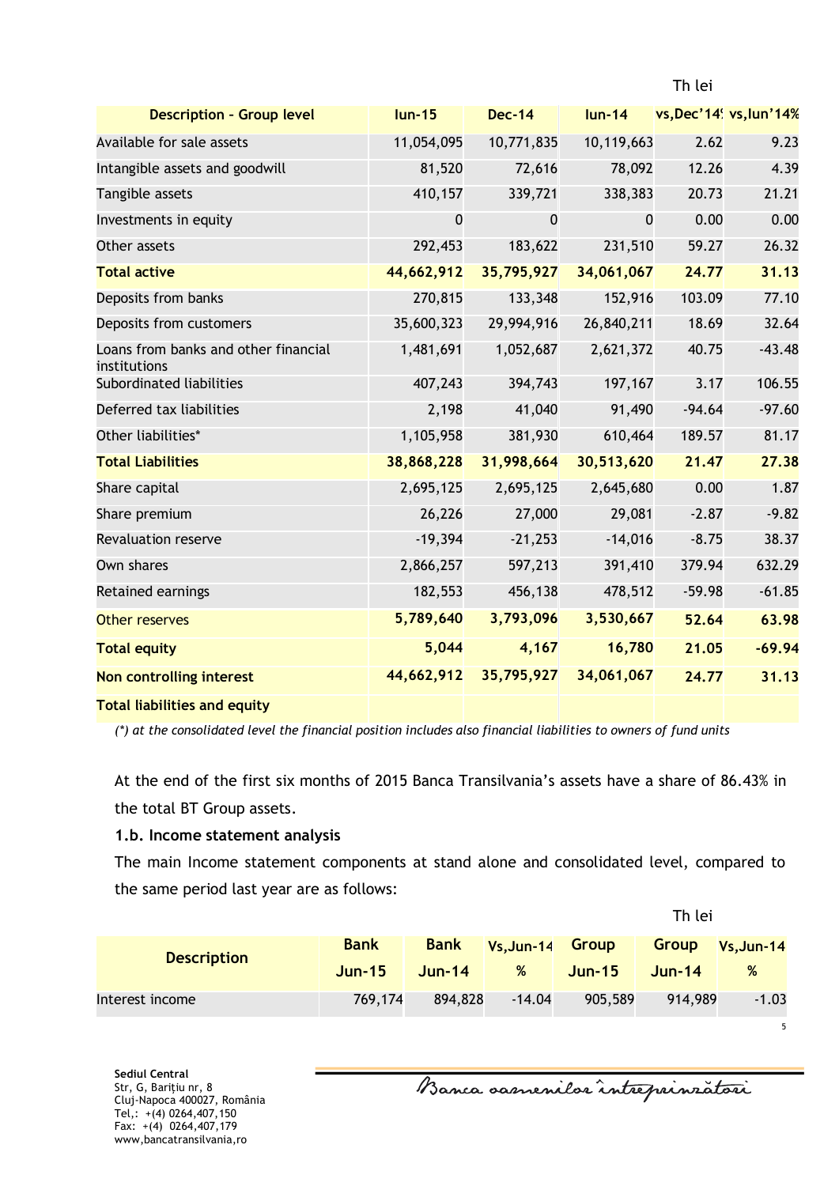Th lei

| Description - Group level | Iun-15 | Dec-14 | Iun-14 | vs,Dec'14% | vs,Iun'14% |
|---|---|---|---|---|---|
| Available for sale assets | 11,054,095 | 10,771,835 | 10,119,663 | 2.62 | 9.23 |
| Intangible assets and goodwill | 81,520 | 72,616 | 78,092 | 12.26 | 4.39 |
| Tangible assets | 410,157 | 339,721 | 338,383 | 20.73 | 21.21 |
| Investments in equity | 0 | 0 | 0 | 0.00 | 0.00 |
| Other assets | 292,453 | 183,622 | 231,510 | 59.27 | 26.32 |
| **Total active** | **44,662,912** | **35,795,927** | **34,061,067** | **24.77** | **31.13** |
| Deposits from banks | 270,815 | 133,348 | 152,916 | 103.09 | 77.10 |
| Deposits from customers | 35,600,323 | 29,994,916 | 26,840,211 | 18.69 | 32.64 |
| Loans from banks and other financial institutions | 1,481,691 | 1,052,687 | 2,621,372 | 40.75 | -43.48 |
| Subordinated liabilities | 407,243 | 394,743 | 197,167 | 3.17 | 106.55 |
| Deferred tax liabilities | 2,198 | 41,040 | 91,490 | -94.64 | -97.60 |
| Other liabilities* | 1,105,958 | 381,930 | 610,464 | 189.57 | 81.17 |
| **Total Liabilities** | **38,868,228** | **31,998,664** | **30,513,620** | **21.47** | **27.38** |
| Share capital | 2,695,125 | 2,695,125 | 2,645,680 | 0.00 | 1.87 |
| Share premium | 26,226 | 27,000 | 29,081 | -2.87 | -9.82 |
| Revaluation reserve | -19,394 | -21,253 | -14,016 | -8.75 | 38.37 |
| Own shares | 2,866,257 | 597,213 | 391,410 | 379.94 | 632.29 |
| Retained earnings | 182,553 | 456,138 | 478,512 | -59.98 | -61.85 |
| Other reserves | **5,789,640** | **3,793,096** | **3,530,667** | **52.64** | **63.98** |
| **Total equity** | **5,044** | **4,167** | **16,780** | **21.05** | **-69.94** |
| **Non controlling interest** | **44,662,912** | **35,795,927** | **34,061,067** | **24.77** | **31.13** |
| **Total liabilities and equity** | | | | | |

*(\*) at the consolidated level the financial position includes also financial liabilities to owners of fund units*

At the end of the first six months of 2015 Banca Transilvania's assets have a share of 86.43% in the total BT Group assets.

**1.b. Income statement analysis**

The main Income statement components at stand alone and consolidated level, compared to the same period last year are as follows:

Th lei

| Description | Bank Jun-15 | Bank Jun-14 | Vs,Jun-14 % | Group Jun-15 | Group Jun-14 | Vs,Jun-14 % |
|---|---|---|---|---|---|---|
| Interest income | 769,174 | 894,828 | -14.04 | 905,589 | 914,989 | -1.03 |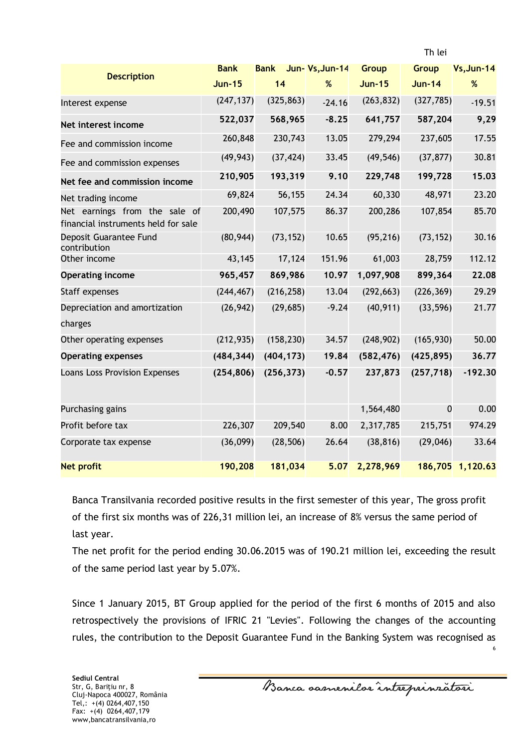Th lei

| Description | Bank Jun-15 | Bank Jun-14 | Vs,Jun-14 % | Group Jun-15 | Group Jun-14 | Vs,Jun-14 % |
|---|---|---|---|---|---|---|
| Interest expense | (247,137) | (325,863) | -24.16 | (263,832) | (327,785) | -19.51 |
| **Net interest income** | **522,037** | **568,965** | **-8.25** | **641,757** | **587,204** | **9,29** |
| Fee and commission income | 260,848 | 230,743 | 13.05 | 279,294 | 237,605 | 17.55 |
| Fee and commission expenses | (49,943) | (37,424) | 33.45 | (49,546) | (37,877) | 30.81 |
| **Net fee and commission income** | **210,905** | **193,319** | **9.10** | **229,748** | **199,728** | **15.03** |
| Net trading income | 69,824 | 56,155 | 24.34 | 60,330 | 48,971 | 23.20 |
| Net earnings from the sale of financial instruments held for sale | 200,490 | 107,575 | 86.37 | 200,286 | 107,854 | 85.70 |
| Deposit Guarantee Fund contribution | (80,944) | (73,152) | 10.65 | (95,216) | (73,152) | 30.16 |
| Other income | 43,145 | 17,124 | 151.96 | 61,003 | 28,759 | 112.12 |
| **Operating income** | **965,457** | **869,986** | **10.97** | **1,097,908** | **899,364** | **22.08** |
| Staff expenses | (244,467) | (216,258) | 13.04 | (292,663) | (226,369) | 29.29 |
| Depreciation and amortization charges | (26,942) | (29,685) | -9.24 | (40,911) | (33,596) | 21.77 |
| Other operating expenses | (212,935) | (158,230) | 34.57 | (248,902) | (165,930) | 50.00 |
| **Operating expenses** | **(484,344)** | **(404,173)** | **19.84** | **(582,476)** | **(425,895)** | **36.77** |
| Loans Loss Provision Expenses | **(254,806)** | **(256,373)** | **-0.57** | **237,873** | **(257,718)** | **-192.30** |
| Purchasing gains | | | | 1,564,480 | 0 | 0.00 |
| Profit before tax | 226,307 | 209,540 | 8.00 | 2,317,785 | 215,751 | 974.29 |
| Corporate tax expense | (36,099) | (28,506) | 26.64 | (38,816) | (29,046) | 33.64 |
| **Net profit** | **190,208** | **181,034** | **5.07** | **2,278,969** | **186,705** | **1,120.63** |

Banca Transilvania recorded positive results in the first semester of this year, The gross profit of the first six months was of 226,31 million lei, an increase of 8% versus the same period of last year.

The net profit for the period ending 30.06.2015 was of 190.21 million lei, exceeding the result of the same period last year by 5.07%.

Since 1 January 2015, BT Group applied for the period of the first 6 months of 2015 and also retrospectively the provisions of IFRIC 21 "Levies". Following the changes of the accounting rules, the contribution to the Deposit Guarantee Fund in the Banking System was recognised as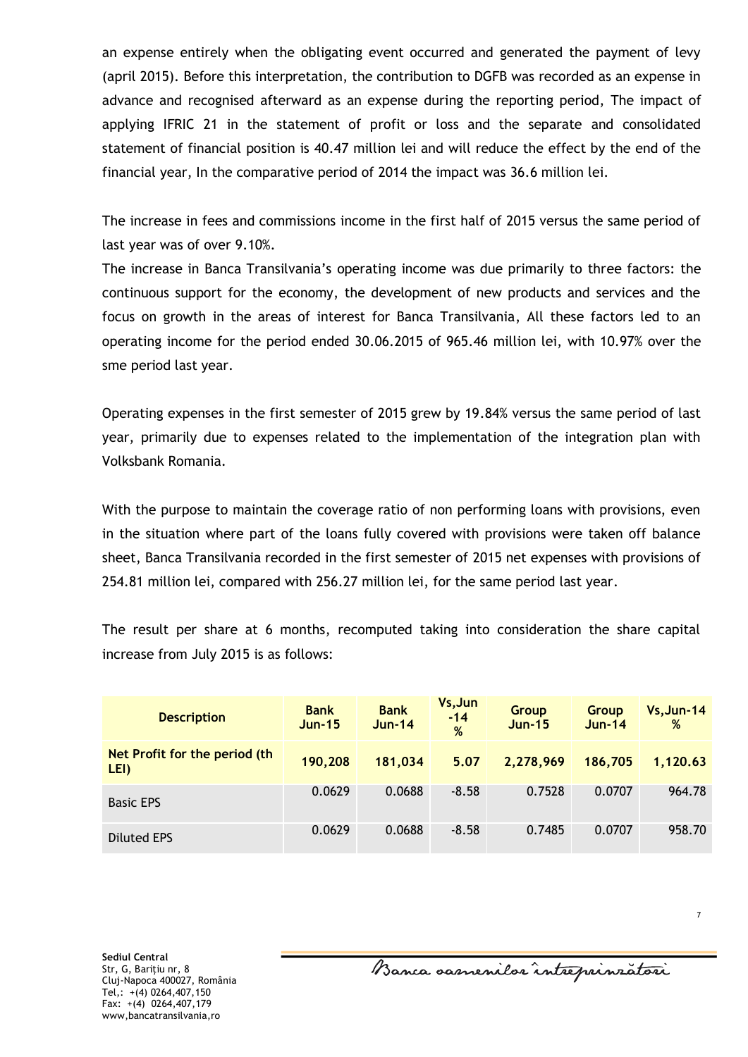an expense entirely when the obligating event occurred and generated the payment of levy (april 2015). Before this interpretation, the contribution to DGFB was recorded as an expense in advance and recognised afterward as an expense during the reporting period, The impact of applying IFRIC 21 in the statement of profit or loss and the separate and consolidated statement of financial position is 40.47 million lei and will reduce the effect by the end of the financial year, In the comparative period of 2014 the impact was 36.6 million lei.

The increase in fees and commissions income in the first half of 2015 versus the same period of last year was of over 9.10%.

The increase in Banca Transilvania's operating income was due primarily to three factors: the continuous support for the economy, the development of new products and services and the focus on growth in the areas of interest for Banca Transilvania, All these factors led to an operating income for the period ended 30.06.2015 of 965.46 million lei, with 10.97% over the sme period last year.

Operating expenses in the first semester of 2015 grew by 19.84% versus the same period of last year, primarily due to expenses related to the implementation of the integration plan with Volksbank Romania.

With the purpose to maintain the coverage ratio of non performing loans with provisions, even in the situation where part of the loans fully covered with provisions were taken off balance sheet, Banca Transilvania recorded in the first semester of 2015 net expenses with provisions of 254.81 million lei, compared with 256.27 million lei, for the same period last year.

The result per share at 6 months, recomputed taking into consideration the share capital increase from July 2015 is as follows:

| Description | Bank Jun-15 | Bank Jun-14 | Vs,Jun -14 % | Group Jun-15 | Group Jun-14 | Vs,Jun-14 % |
|---|---|---|---|---|---|---|
| **Net Profit for the period (th LEI)** | **190,208** | **181,034** | **5.07** | **2,278,969** | **186,705** | **1,120.63** |
| Basic EPS | 0.0629 | 0.0688 | -8.58 | 0.7528 | 0.0707 | 964.78 |
| Diluted EPS | 0.0629 | 0.0688 | -8.58 | 0.7485 | 0.0707 | 958.70 |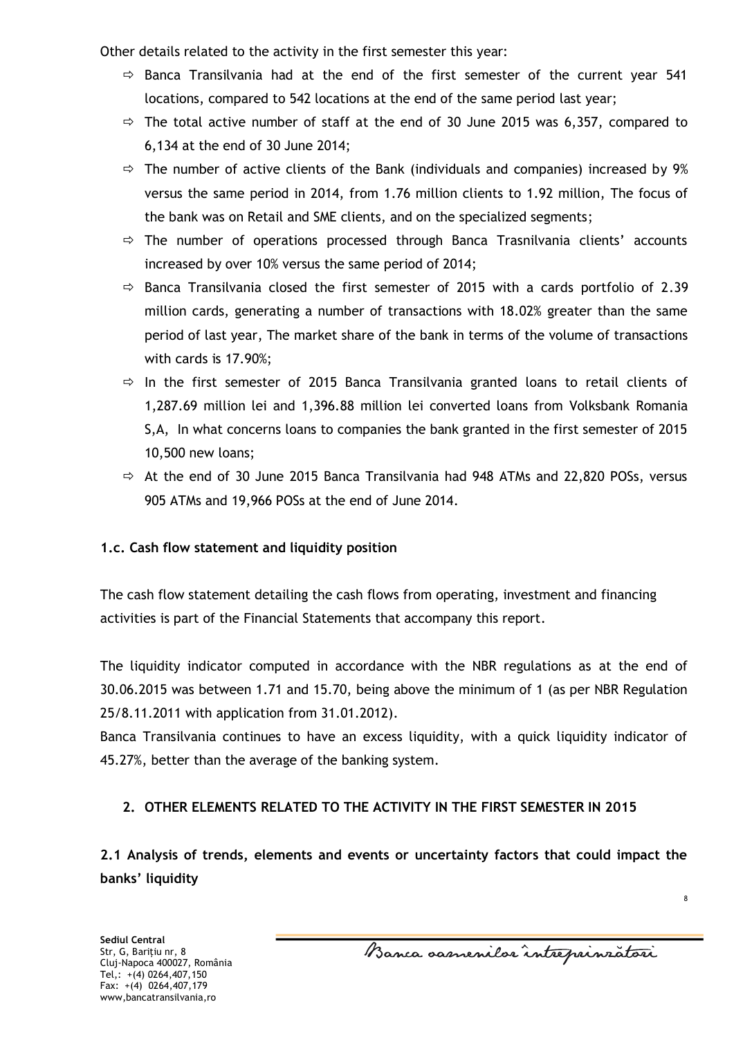Other details related to the activity in the first semester this year:

- ⇨ Banca Transilvania had at the end of the first semester of the current year 541 locations, compared to 542 locations at the end of the same period last year;
- ⇨ The total active number of staff at the end of 30 June 2015 was 6,357, compared to 6,134 at the end of 30 June 2014;
- ⇨ The number of active clients of the Bank (individuals and companies) increased by 9% versus the same period in 2014, from 1.76 million clients to 1.92 million, The focus of the bank was on Retail and SME clients, and on the specialized segments;
- ⇨ The number of operations processed through Banca Trasnilvania clients' accounts increased by over 10% versus the same period of 2014;
- ⇨ Banca Transilvania closed the first semester of 2015 with a cards portfolio of 2.39 million cards, generating a number of transactions with 18.02% greater than the same period of last year, The market share of the bank in terms of the volume of transactions with cards is 17.90%;
- ⇨ In the first semester of 2015 Banca Transilvania granted loans to retail clients of 1,287.69 million lei and 1,396.88 million lei converted loans from Volksbank Romania S,A, In what concerns loans to companies the bank granted in the first semester of 2015 10,500 new loans;
- ⇨ At the end of 30 June 2015 Banca Transilvania had 948 ATMs and 22,820 POSs, versus 905 ATMs and 19,966 POSs at the end of June 2014.

**1.c. Cash flow statement and liquidity position**

The cash flow statement detailing the cash flows from operating, investment and financing activities is part of the Financial Statements that accompany this report.

The liquidity indicator computed in accordance with the NBR regulations as at the end of 30.06.2015 was between 1.71 and 15.70, being above the minimum of 1 (as per NBR Regulation 25/8.11.2011 with application from 31.01.2012).

Banca Transilvania continues to have an excess liquidity, with a quick liquidity indicator of 45.27%, better than the average of the banking system.

## 2. OTHER ELEMENTS RELATED TO THE ACTIVITY IN THE FIRST SEMESTER IN 2015

### 2.1 Analysis of trends, elements and events or uncertainty factors that could impact the banks' liquidity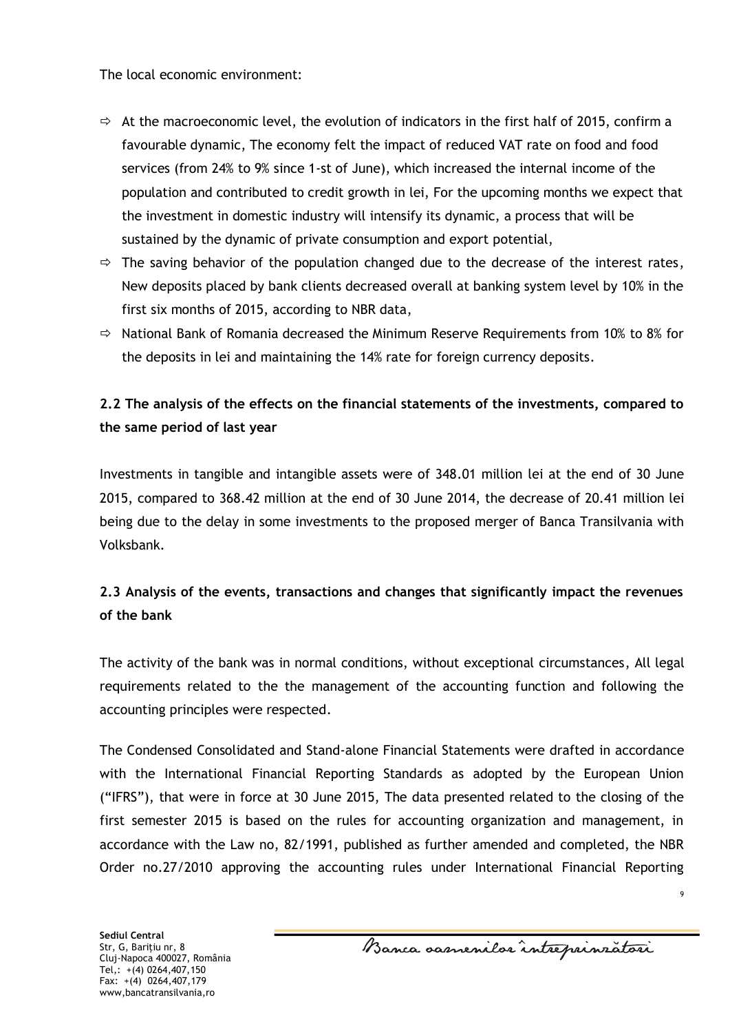The local economic environment:

- ⇨ At the macroeconomic level, the evolution of indicators in the first half of 2015, confirm a favourable dynamic, The economy felt the impact of reduced VAT rate on food and food services (from 24% to 9% since 1-st of June), which increased the internal income of the population and contributed to credit growth in lei, For the upcoming months we expect that the investment in domestic industry will intensify its dynamic, a process that will be sustained by the dynamic of private consumption and export potential,
- ⇨ The saving behavior of the population changed due to the decrease of the interest rates, New deposits placed by bank clients decreased overall at banking system level by 10% in the first six months of 2015, according to NBR data,
- ⇨ National Bank of Romania decreased the Minimum Reserve Requirements from 10% to 8% for the deposits in lei and maintaining the 14% rate for foreign currency deposits.

## 2.2 The analysis of the effects on the financial statements of the investments, compared to the same period of last year

Investments in tangible and intangible assets were of 348.01 million lei at the end of 30 June 2015, compared to 368.42 million at the end of 30 June 2014, the decrease of 20.41 million lei being due to the delay in some investments to the proposed merger of Banca Transilvania with Volksbank.

## 2.3 Analysis of the events, transactions and changes that significantly impact the revenues of the bank

The activity of the bank was in normal conditions, without exceptional circumstances, All legal requirements related to the the management of the accounting function and following the accounting principles were respected.

The Condensed Consolidated and Stand-alone Financial Statements were drafted in accordance with the International Financial Reporting Standards as adopted by the European Union ("IFRS"), that were in force at 30 June 2015, The data presented related to the closing of the first semester 2015 is based on the rules for accounting organization and management, in accordance with the Law no, 82/1991, published as further amended and completed, the NBR Order no.27/2010 approving the accounting rules under International Financial Reporting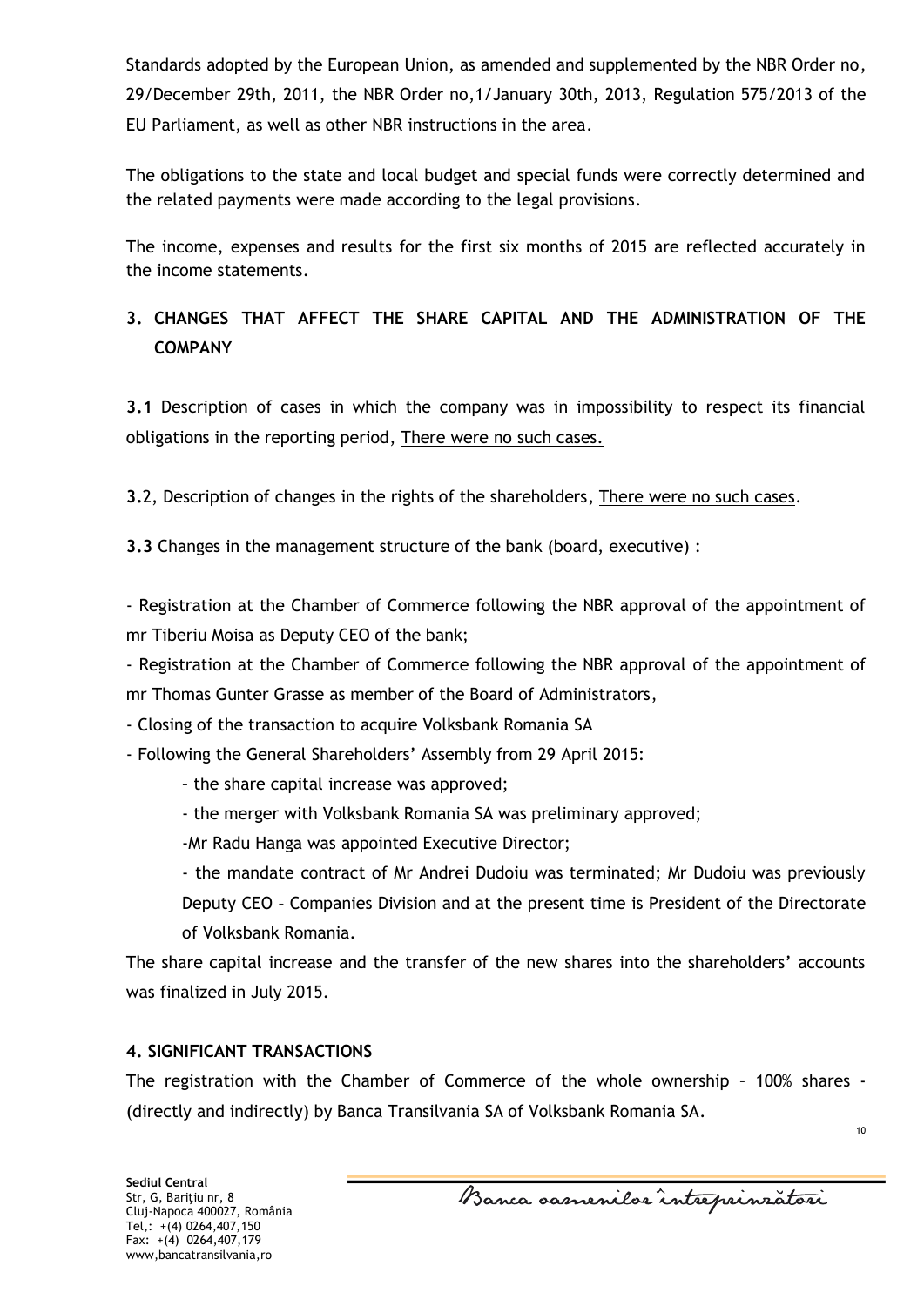Standards adopted by the European Union, as amended and supplemented by the NBR Order no, 29/December 29th, 2011, the NBR Order no,1/January 30th, 2013, Regulation 575/2013 of the EU Parliament, as well as other NBR instructions in the area.

The obligations to the state and local budget and special funds were correctly determined and the related payments were made according to the legal provisions.

The income, expenses and results for the first six months of 2015 are reflected accurately in the income statements.

## 3. CHANGES THAT AFFECT THE SHARE CAPITAL AND THE ADMINISTRATION OF THE COMPANY

**3.1** Description of cases in which the company was in impossibility to respect its financial obligations in the reporting period, There were no such cases.

**3.**2, Description of changes in the rights of the shareholders, There were no such cases.

**3.3** Changes in the management structure of the bank (board, executive) :

- Registration at the Chamber of Commerce following the NBR approval of the appointment of mr Tiberiu Moisa as Deputy CEO of the bank;
- Registration at the Chamber of Commerce following the NBR approval of the appointment of mr Thomas Gunter Grasse as member of the Board of Administrators,
- Closing of the transaction to acquire Volksbank Romania SA
- Following the General Shareholders' Assembly from 29 April 2015:
  - the share capital increase was approved;
  - the merger with Volksbank Romania SA was preliminary approved;
  - Mr Radu Hanga was appointed Executive Director;
  - the mandate contract of Mr Andrei Dudoiu was terminated; Mr Dudoiu was previously Deputy CEO – Companies Division and at the present time is President of the Directorate of Volksbank Romania.

The share capital increase and the transfer of the new shares into the shareholders' accounts was finalized in July 2015.

## 4. SIGNIFICANT TRANSACTIONS

The registration with the Chamber of Commerce of the whole ownership – 100% shares - (directly and indirectly) by Banca Transilvania SA of Volksbank Romania SA.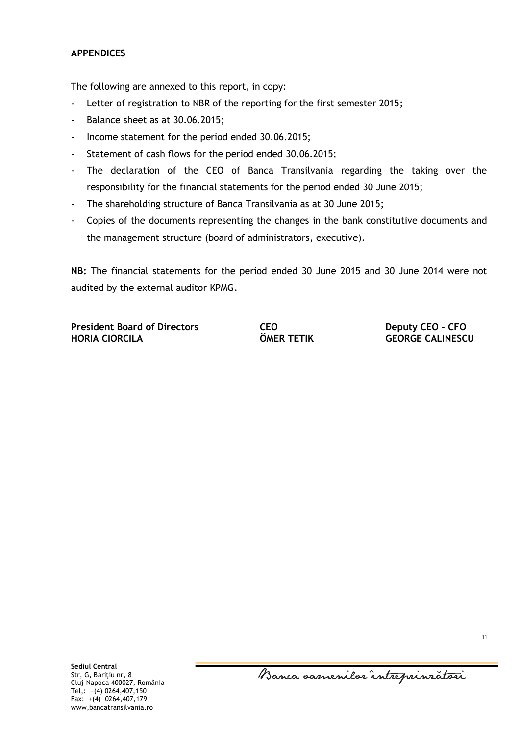**APPENDICES**

The following are annexed to this report, in copy:

- Letter of registration to NBR of the reporting for the first semester 2015;
- Balance sheet as at 30.06.2015;
- Income statement for the period ended 30.06.2015;
- Statement of cash flows for the period ended 30.06.2015;
- The declaration of the CEO of Banca Transilvania regarding the taking over the responsibility for the financial statements for the period ended 30 June 2015;
- The shareholding structure of Banca Transilvania as at 30 June 2015;
- Copies of the documents representing the changes in the bank constitutive documents and the management structure (board of administrators, executive).

**NB:** The financial statements for the period ended 30 June 2015 and 30 June 2014 were not audited by the external auditor KPMG.

| | | |
|---|---|---|
| **President Board of Directors** | **CEO** | **Deputy CEO - CFO** |
| **HORIA CIORCILA** | **ÖMER TETIK** | **GEORGE CALINESCU** |